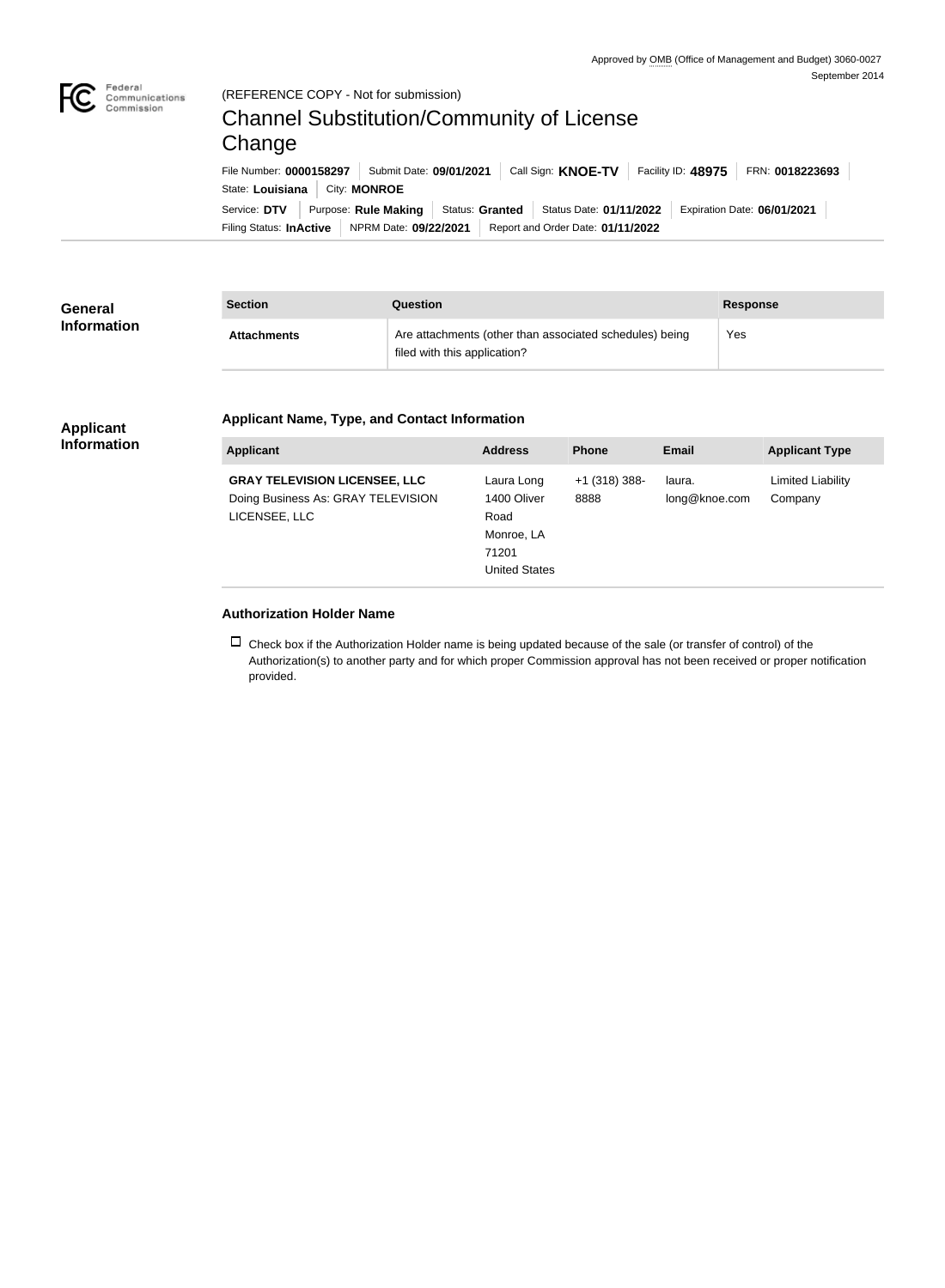Approved by OMB (Office of Management and Budget) 3060-0027
September 2014

Federal Communications Commission

(REFERENCE COPY - Not for submission)

# Channel Substitution/Community of License Change

File Number: **0000158297** | Submit Date: **09/01/2021** | Call Sign: **KNOE-TV** | Facility ID: **48975** | FRN: **0018223693** | State: **Louisiana** | City: **MONROE**

Service: **DTV** | Purpose: **Rule Making** | Status: **Granted** | Status Date: **01/11/2022** | Expiration Date: **06/01/2021**

Filing Status: **InActive** | NPRM Date: **09/22/2021** | Report and Order Date: **01/11/2022**

## General Information

| Section | Question | Response |
|---|---|---|
| **Attachments** | Are attachments (other than associated schedules) being filed with this application? | Yes |

## Applicant Information

### Applicant Name, Type, and Contact Information

| Applicant | Address | Phone | Email | Applicant Type |
|---|---|---|---|---|
| **GRAY TELEVISION LICENSEE, LLC** Doing Business As: GRAY TELEVISION LICENSEE, LLC | Laura Long 1400 Oliver Road Monroe, LA 71201 United States | +1 (318) 388-8888 | laura.long@knoe.com | Limited Liability Company |

### Authorization Holder Name

☐ Check box if the Authorization Holder name is being updated because of the sale (or transfer of control) of the Authorization(s) to another party and for which proper Commission approval has not been received or proper notification provided.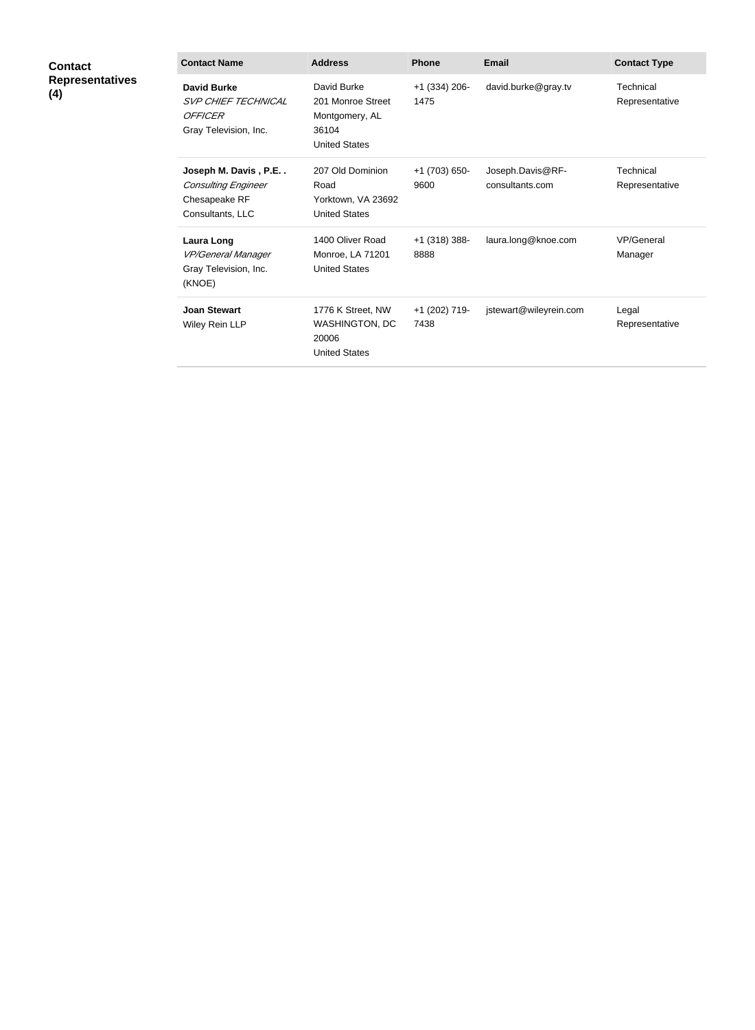**Contact Representatives (4)**

| Contact Name | Address | Phone | Email | Contact Type |
|---|---|---|---|---|
| **David Burke** *SVP CHIEF TECHNICAL OFFICER* Gray Television, Inc. | David Burke 201 Monroe Street Montgomery, AL 36104 United States | +1 (334) 206-1475 | david.burke@gray.tv | Technical Representative |
| **Joseph M. Davis , P.E. .** *Consulting Engineer* Chesapeake RF Consultants, LLC | 207 Old Dominion Road Yorktown, VA 23692 United States | +1 (703) 650-9600 | Joseph.Davis@RF-consultants.com | Technical Representative |
| **Laura Long** *VP/General Manager* Gray Television, Inc. (KNOE) | 1400 Oliver Road Monroe, LA 71201 United States | +1 (318) 388-8888 | laura.long@knoe.com | VP/General Manager |
| **Joan Stewart** Wiley Rein LLP | 1776 K Street, NW WASHINGTON, DC 20006 United States | +1 (202) 719-7438 | jstewart@wileyrein.com | Legal Representative |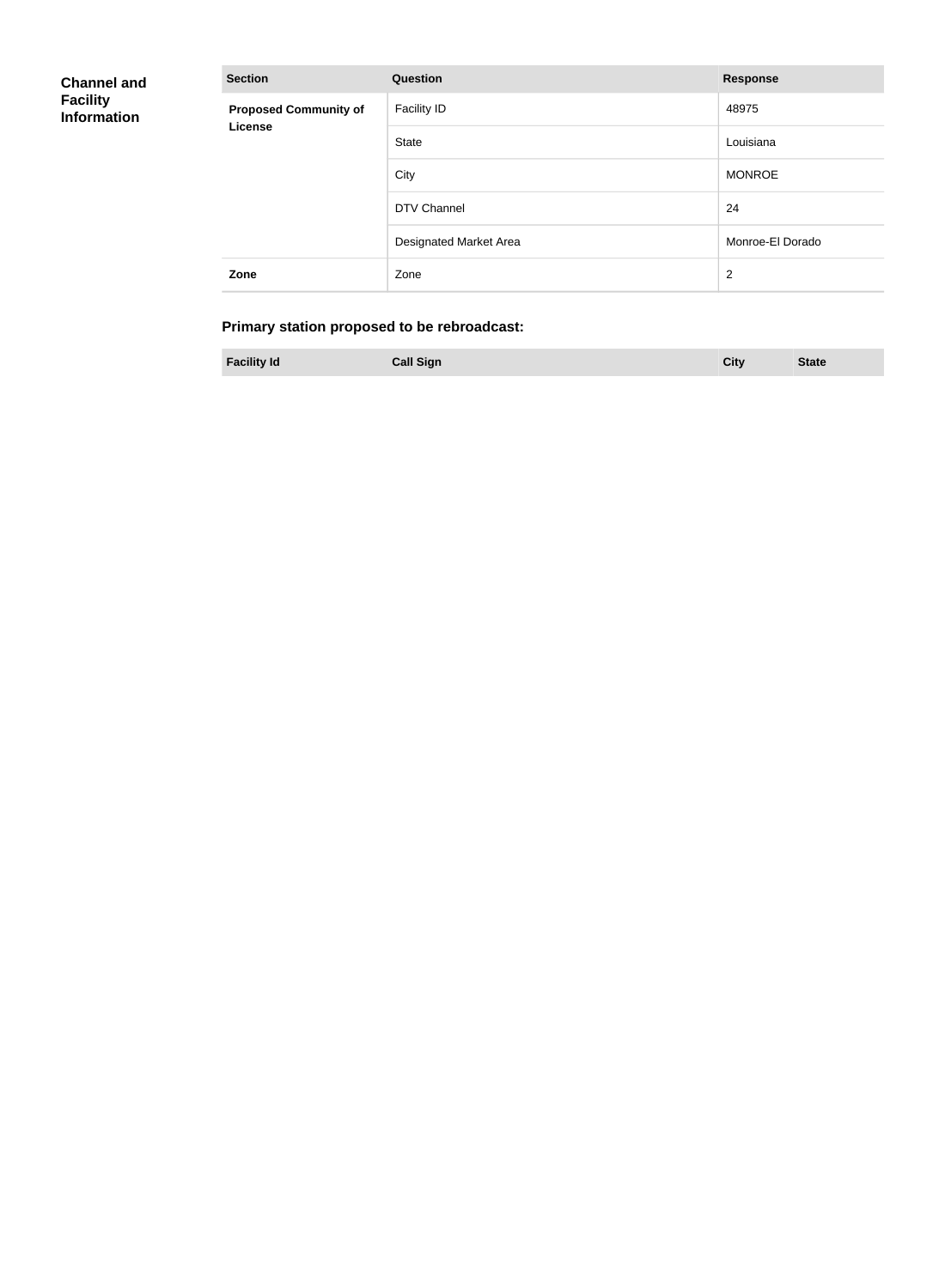## Channel and Facility Information

| Section | Question | Response |
| --- | --- | --- |
| **Proposed Community of License** | Facility ID | 48975 |
| | State | Louisiana |
| | City | MONROE |
| | DTV Channel | 24 |
| | Designated Market Area | Monroe-El Dorado |
| **Zone** | Zone | 2 |

### Primary station proposed to be rebroadcast:

| Facility Id | Call Sign | City | State |
| --- | --- | --- | --- |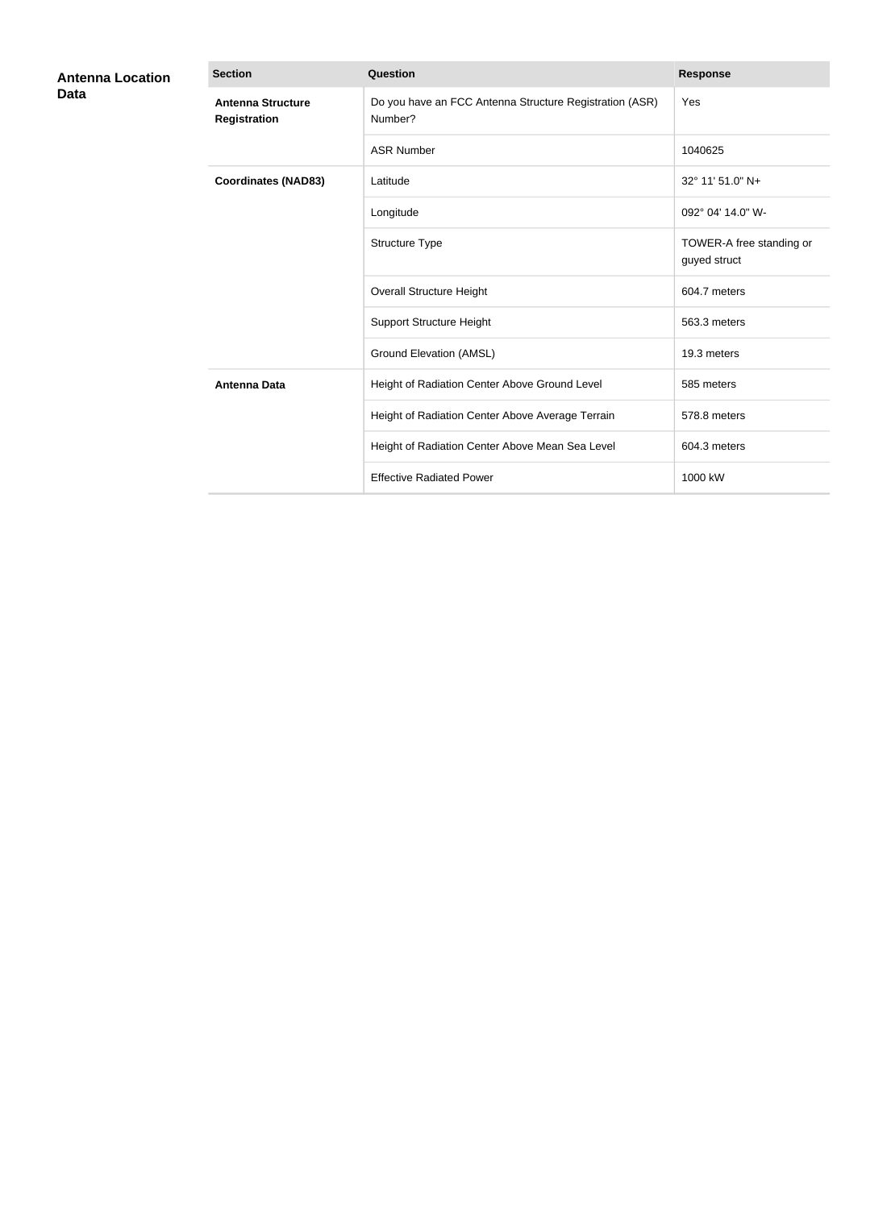## Antenna Location Data

| Section | Question | Response |
| --- | --- | --- |
| **Antenna Structure Registration** | Do you have an FCC Antenna Structure Registration (ASR) Number? | Yes |
| | ASR Number | 1040625 |
| **Coordinates (NAD83)** | Latitude | 32° 11' 51.0" N+ |
| | Longitude | 092° 04' 14.0" W- |
| | Structure Type | TOWER-A free standing or guyed struct |
| | Overall Structure Height | 604.7 meters |
| | Support Structure Height | 563.3 meters |
| | Ground Elevation (AMSL) | 19.3 meters |
| **Antenna Data** | Height of Radiation Center Above Ground Level | 585 meters |
| | Height of Radiation Center Above Average Terrain | 578.8 meters |
| | Height of Radiation Center Above Mean Sea Level | 604.3 meters |
| | Effective Radiated Power | 1000 kW |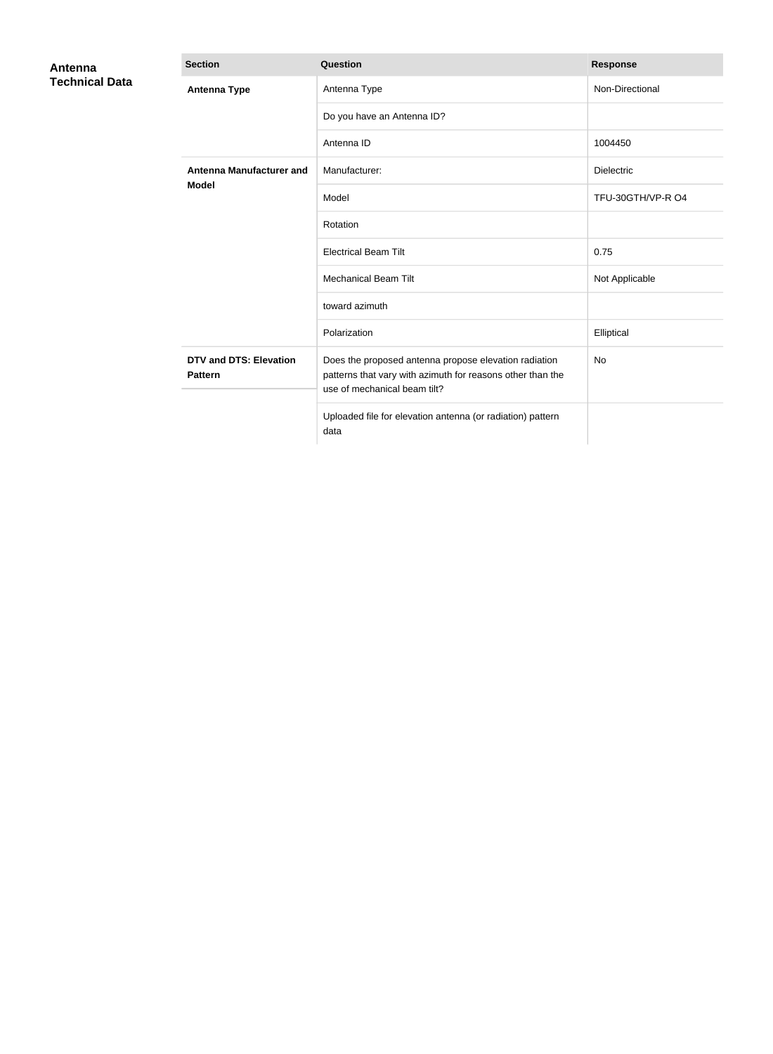## Antenna Technical Data

| Section | Question | Response |
| --- | --- | --- |
| **Antenna Type** | Antenna Type | Non-Directional |
| | Do you have an Antenna ID? | |
| | Antenna ID | 1004450 |
| **Antenna Manufacturer and Model** | Manufacturer: | Dielectric |
| | Model | TFU-30GTH/VP-R O4 |
| | Rotation | |
| | Electrical Beam Tilt | 0.75 |
| | Mechanical Beam Tilt | Not Applicable |
| | toward azimuth | |
| | Polarization | Elliptical |
| **DTV and DTS: Elevation Pattern** | Does the proposed antenna propose elevation radiation patterns that vary with azimuth for reasons other than the use of mechanical beam tilt? | No |
| | Uploaded file for elevation antenna (or radiation) pattern data | |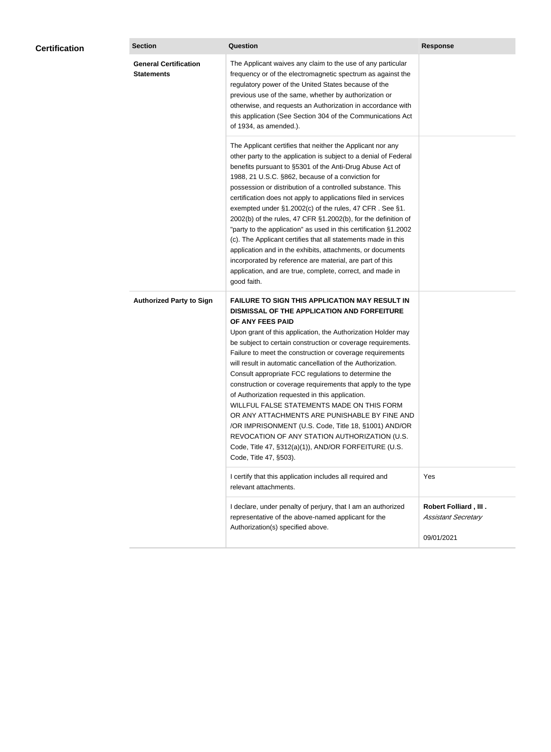## Certification

| Section | Question | Response |
|---|---|---|
| **General Certification Statements** | The Applicant waives any claim to the use of any particular frequency or of the electromagnetic spectrum as against the regulatory power of the United States because of the previous use of the same, whether by authorization or otherwise, and requests an Authorization in accordance with this application (See Section 304 of the Communications Act of 1934, as amended.). | |
| | The Applicant certifies that neither the Applicant nor any other party to the application is subject to a denial of Federal benefits pursuant to §5301 of the Anti-Drug Abuse Act of 1988, 21 U.S.C. §862, because of a conviction for possession or distribution of a controlled substance. This certification does not apply to applications filed in services exempted under §1.2002(c) of the rules, 47 CFR . See §1. 2002(b) of the rules, 47 CFR §1.2002(b), for the definition of "party to the application" as used in this certification §1.2002 (c). The Applicant certifies that all statements made in this application and in the exhibits, attachments, or documents incorporated by reference are material, are part of this application, and are true, complete, correct, and made in good faith. | |
| **Authorized Party to Sign** | **FAILURE TO SIGN THIS APPLICATION MAY RESULT IN DISMISSAL OF THE APPLICATION AND FORFEITURE OF ANY FEES PAID** Upon grant of this application, the Authorization Holder may be subject to certain construction or coverage requirements. Failure to meet the construction or coverage requirements will result in automatic cancellation of the Authorization. Consult appropriate FCC regulations to determine the construction or coverage requirements that apply to the type of Authorization requested in this application. WILLFUL FALSE STATEMENTS MADE ON THIS FORM OR ANY ATTACHMENTS ARE PUNISHABLE BY FINE AND /OR IMPRISONMENT (U.S. Code, Title 18, §1001) AND/OR REVOCATION OF ANY STATION AUTHORIZATION (U.S. Code, Title 47, §312(a)(1)), AND/OR FORFEITURE (U.S. Code, Title 47, §503). | |
| | I certify that this application includes all required and relevant attachments. | Yes |
| | I declare, under penalty of perjury, that I am an authorized representative of the above-named applicant for the Authorization(s) specified above. | **Robert Folliard , III .** *Assistant Secretary* 09/01/2021 |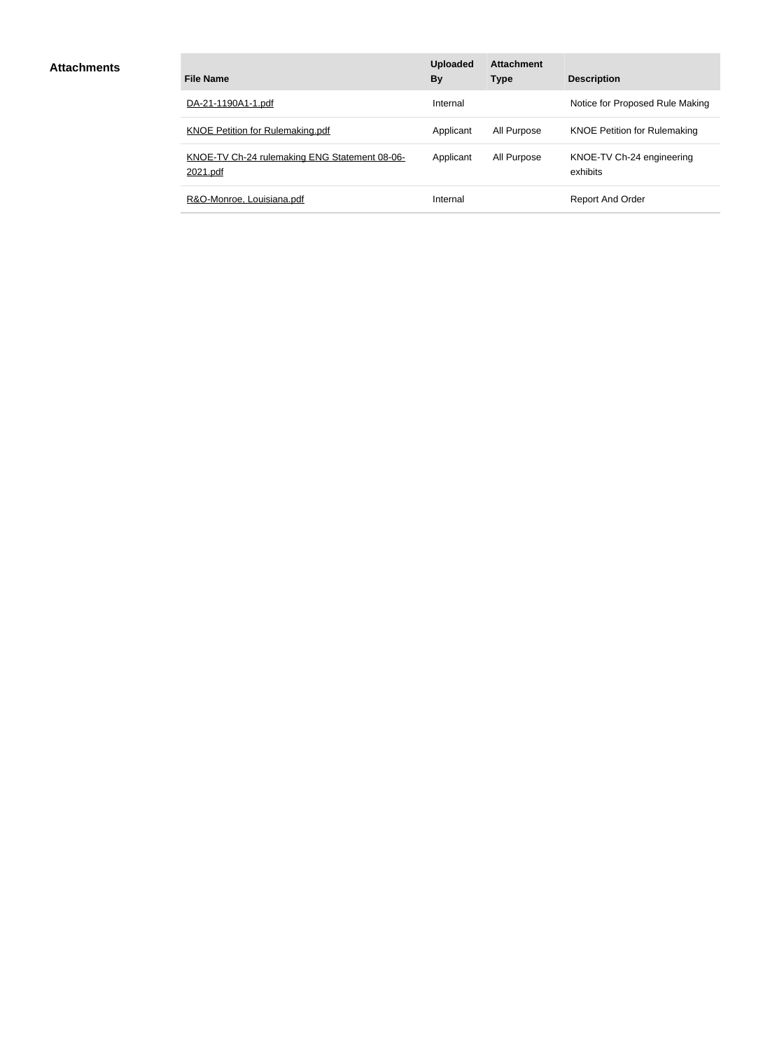**Attachments**

| File Name | Uploaded By | Attachment Type | Description |
|---|---|---|---|
| DA-21-1190A1-1.pdf | Internal | | Notice for Proposed Rule Making |
| KNOE Petition for Rulemaking.pdf | Applicant | All Purpose | KNOE Petition for Rulemaking |
| KNOE-TV Ch-24 rulemaking ENG Statement 08-06-2021.pdf | Applicant | All Purpose | KNOE-TV Ch-24 engineering exhibits |
| R&O-Monroe, Louisiana.pdf | Internal | | Report And Order |